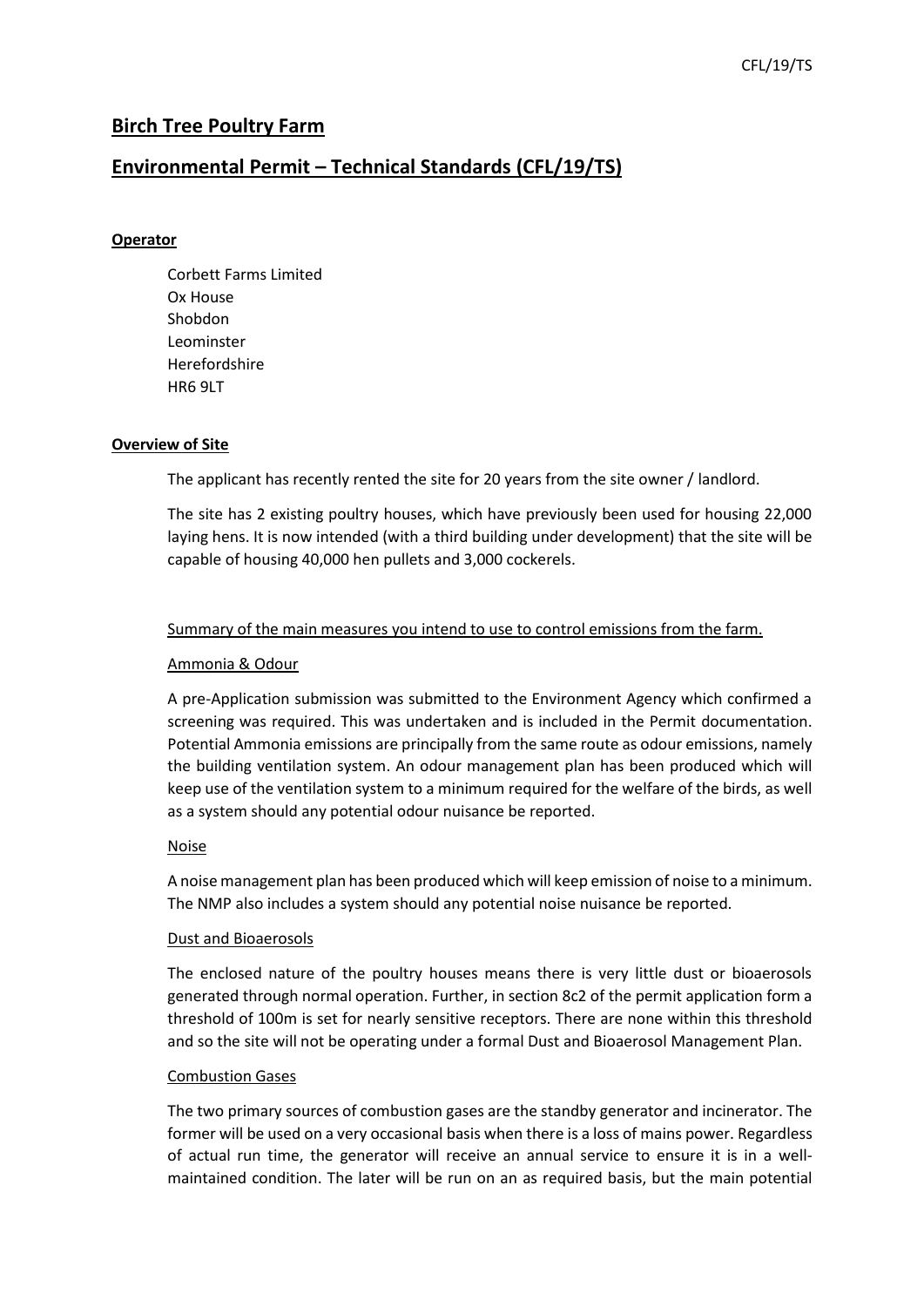# Birch Tree Poultry Farm

# Environmental Permit – Technical Standards (CFL/19/TS)

**Operator**

Corbett Farms Limited
Ox House
Shobdon
Leominster
Herefordshire
HR6 9LT

**Overview of Site**

The applicant has recently rented the site for 20 years from the site owner / landlord.

The site has 2 existing poultry houses, which have previously been used for housing 22,000 laying hens. It is now intended (with a third building under development) that the site will be capable of housing 40,000 hen pullets and 3,000 cockerels.

Summary of the main measures you intend to use to control emissions from the farm.

Ammonia & Odour

A pre-Application submission was submitted to the Environment Agency which confirmed a screening was required. This was undertaken and is included in the Permit documentation. Potential Ammonia emissions are principally from the same route as odour emissions, namely the building ventilation system. An odour management plan has been produced which will keep use of the ventilation system to a minimum required for the welfare of the birds, as well as a system should any potential odour nuisance be reported.

Noise

A noise management plan has been produced which will keep emission of noise to a minimum. The NMP also includes a system should any potential noise nuisance be reported.

Dust and Bioaerosols

The enclosed nature of the poultry houses means there is very little dust or bioaerosols generated through normal operation. Further, in section 8c2 of the permit application form a threshold of 100m is set for nearly sensitive receptors. There are none within this threshold and so the site will not be operating under a formal Dust and Bioaerosol Management Plan.

Combustion Gases

The two primary sources of combustion gases are the standby generator and incinerator. The former will be used on a very occasional basis when there is a loss of mains power. Regardless of actual run time, the generator will receive an annual service to ensure it is in a well-maintained condition. The later will be run on an as required basis, but the main potential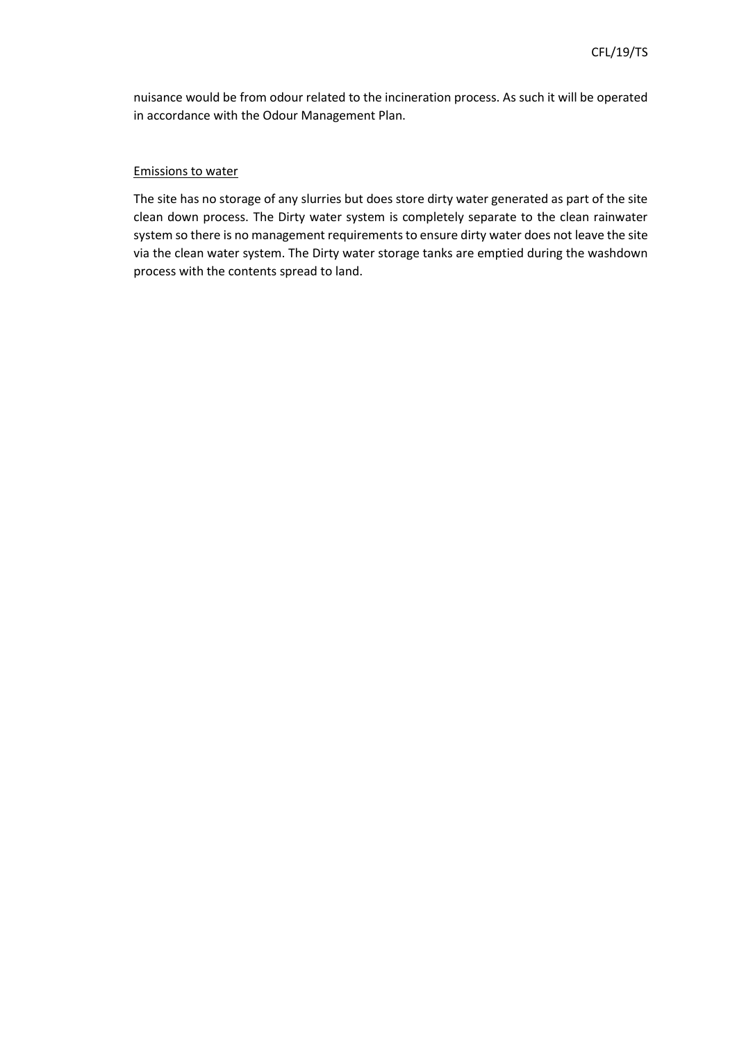nuisance would be from odour related to the incineration process. As such it will be operated in accordance with the Odour Management Plan.

<u>Emissions to water</u>

The site has no storage of any slurries but does store dirty water generated as part of the site clean down process. The Dirty water system is completely separate to the clean rainwater system so there is no management requirements to ensure dirty water does not leave the site via the clean water system. The Dirty water storage tanks are emptied during the washdown process with the contents spread to land.